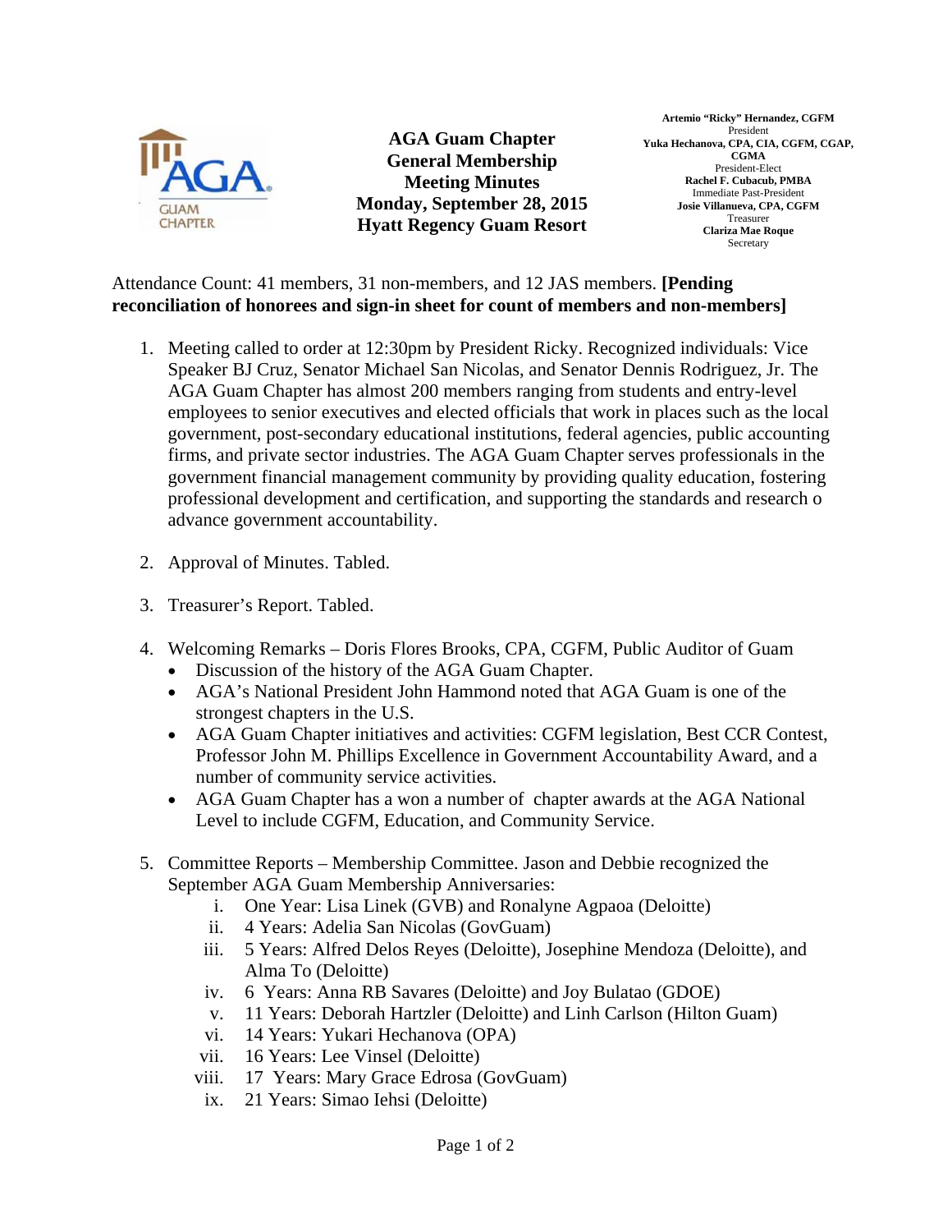**AGA Guam Chapter**
**General Membership**
**Meeting Minutes**
**Monday, September 28, 2015**
**Hyatt Regency Guam Resort**

**Artemio "Ricky" Hernandez, CGFM**
President
**Yuka Hechanova, CPA, CIA, CGFM, CGAP, CGMA**
President-Elect
**Rachel F. Cubacub, PMBA**
Immediate Past-President
**Josie Villanueva, CPA, CGFM**
Treasurer
**Clariza Mae Roque**
Secretary

Attendance Count: 41 members, 31 non-members, and 12 JAS members. **[Pending reconciliation of honorees and sign-in sheet for count of members and non-members]**

1. Meeting called to order at 12:30pm by President Ricky. Recognized individuals: Vice Speaker BJ Cruz, Senator Michael San Nicolas, and Senator Dennis Rodriguez, Jr. The AGA Guam Chapter has almost 200 members ranging from students and entry-level employees to senior executives and elected officials that work in places such as the local government, post-secondary educational institutions, federal agencies, public accounting firms, and private sector industries. The AGA Guam Chapter serves professionals in the government financial management community by providing quality education, fostering professional development and certification, and supporting the standards and research o advance government accountability.

2. Approval of Minutes. Tabled.

3. Treasurer's Report. Tabled.

4. Welcoming Remarks – Doris Flores Brooks, CPA, CGFM, Public Auditor of Guam
   - Discussion of the history of the AGA Guam Chapter.
   - AGA's National President John Hammond noted that AGA Guam is one of the strongest chapters in the U.S.
   - AGA Guam Chapter initiatives and activities: CGFM legislation, Best CCR Contest, Professor John M. Phillips Excellence in Government Accountability Award, and a number of community service activities.
   - AGA Guam Chapter has a won a number of chapter awards at the AGA National Level to include CGFM, Education, and Community Service.

5. Committee Reports – Membership Committee. Jason and Debbie recognized the September AGA Guam Membership Anniversaries:
   i. One Year: Lisa Linek (GVB) and Ronalyne Agpaoa (Deloitte)
   ii. 4 Years: Adelia San Nicolas (GovGuam)
   iii. 5 Years: Alfred Delos Reyes (Deloitte), Josephine Mendoza (Deloitte), and Alma To (Deloitte)
   iv. 6 Years: Anna RB Savares (Deloitte) and Joy Bulatao (GDOE)
   v. 11 Years: Deborah Hartzler (Deloitte) and Linh Carlson (Hilton Guam)
   vi. 14 Years: Yukari Hechanova (OPA)
   vii. 16 Years: Lee Vinsel (Deloitte)
   viii. 17 Years: Mary Grace Edrosa (GovGuam)
   ix. 21 Years: Simao Iehsi (Deloitte)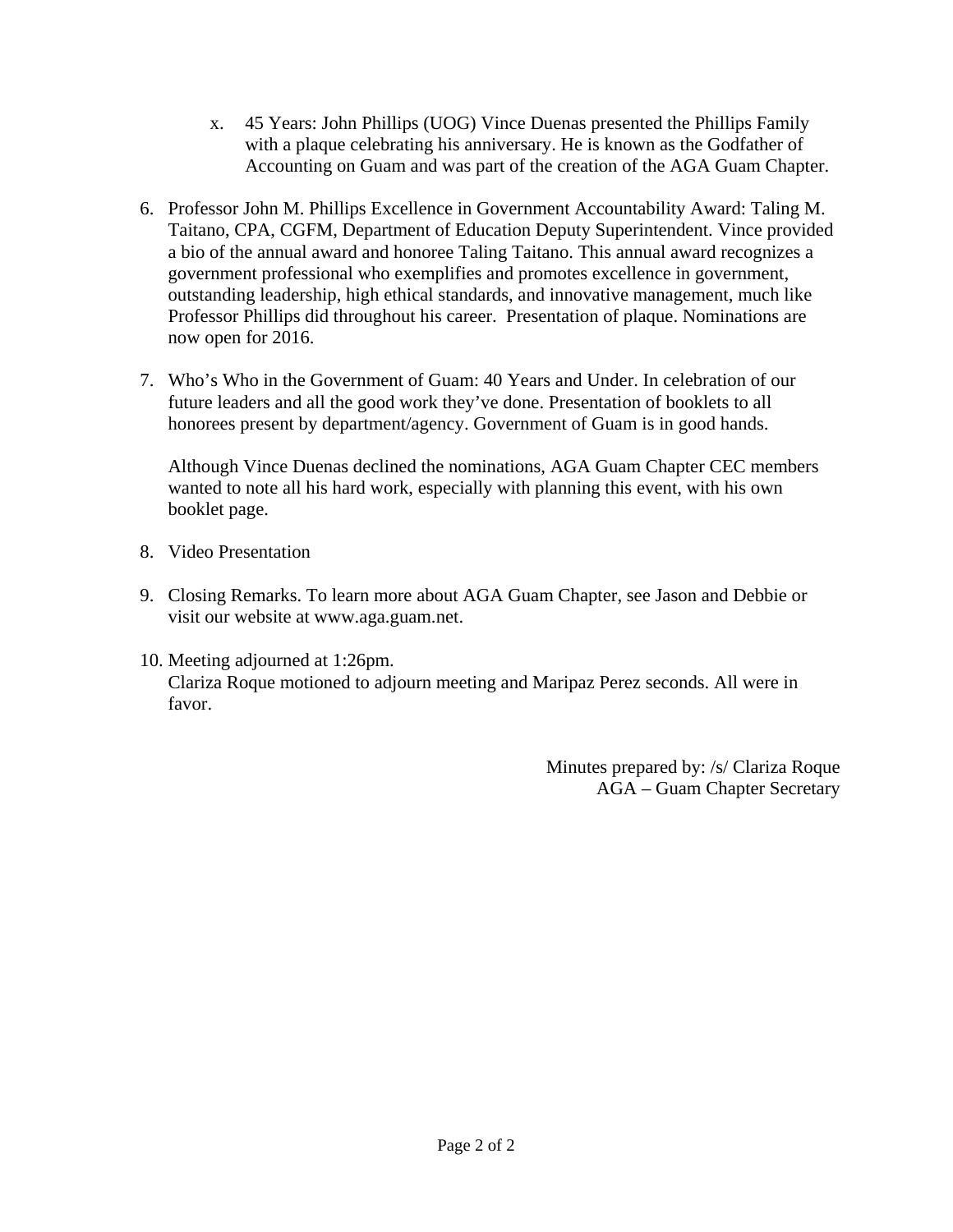x. 45 Years: John Phillips (UOG) Vince Duenas presented the Phillips Family with a plaque celebrating his anniversary. He is known as the Godfather of Accounting on Guam and was part of the creation of the AGA Guam Chapter.

6. Professor John M. Phillips Excellence in Government Accountability Award: Taling M. Taitano, CPA, CGFM, Department of Education Deputy Superintendent. Vince provided a bio of the annual award and honoree Taling Taitano. This annual award recognizes a government professional who exemplifies and promotes excellence in government, outstanding leadership, high ethical standards, and innovative management, much like Professor Phillips did throughout his career. Presentation of plaque. Nominations are now open for 2016.

7. Who's Who in the Government of Guam: 40 Years and Under. In celebration of our future leaders and all the good work they've done. Presentation of booklets to all honorees present by department/agency. Government of Guam is in good hands.

   Although Vince Duenas declined the nominations, AGA Guam Chapter CEC members wanted to note all his hard work, especially with planning this event, with his own booklet page.

8. Video Presentation

9. Closing Remarks. To learn more about AGA Guam Chapter, see Jason and Debbie or visit our website at www.aga.guam.net.

10. Meeting adjourned at 1:26pm.
    Clariza Roque motioned to adjourn meeting and Maripaz Perez seconds. All were in favor.

Minutes prepared by: /s/ Clariza Roque
AGA – Guam Chapter Secretary